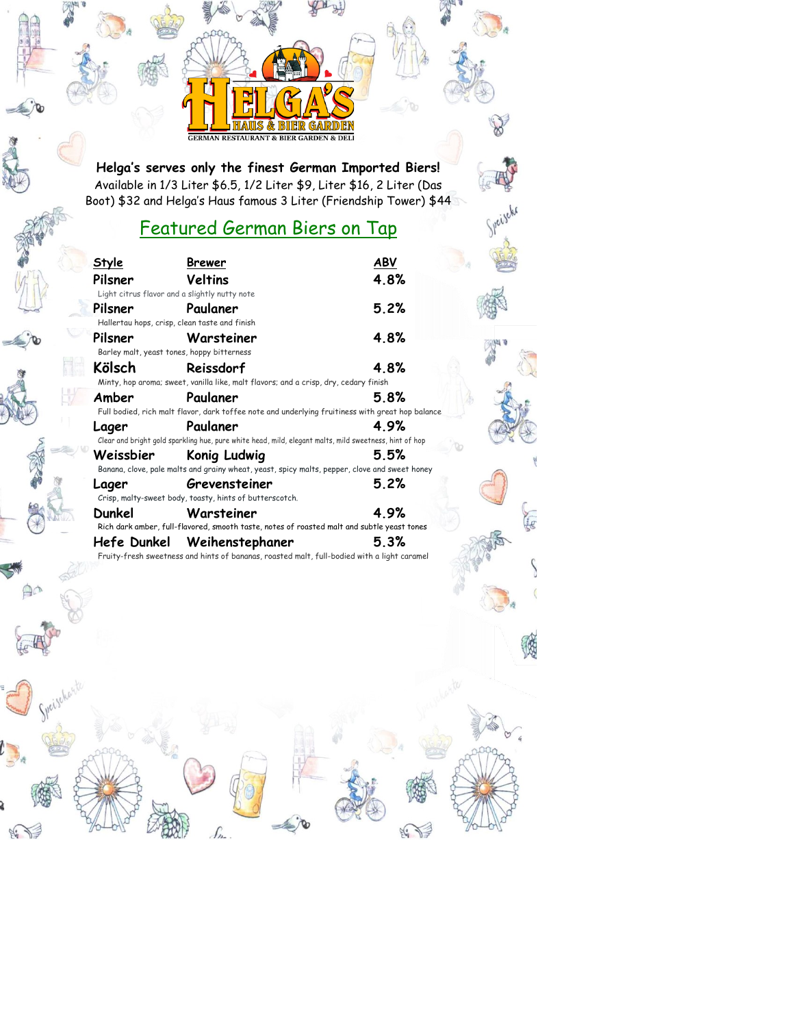# HELGA'S

HAUS & BIER GARDEN

GERMAN RESTAURANT & BIER GARDEN & DELI

**Helga's serves only the finest German Imported Biers!**

Available in 1/3 Liter $6.5, 1/2 Liter $9, Liter $16, 2 Liter (Das Boot) $32 and Helga's Haus famous 3 Liter (Friendship Tower) $44

## Featured German Biers on Tap

| Style | Brewer | ABV |
|---|---|---|
| Pilsner | Veltins | 4.8% |
| Light citrus flavor and a slightly nutty note | | |
| Pilsner | Paulaner | 5.2% |
| Hallertau hops, crisp, clean taste and finish | | |
| Pilsner | Warsteiner | 4.8% |
| Barley malt, yeast tones, hoppy bitterness | | |
| Kölsch | Reissdorf | 4.8% |
| Minty, hop aroma; sweet, vanilla like, malt flavors; and a crisp, dry, cedary finish | | |
| Amber | Paulaner | 5.8% |
| Full bodied, rich malt flavor, dark toffee note and underlying fruitiness with great hop balance | | |
| Lager | Paulaner | 4.9% |
| Clear and bright gold sparkling hue, pure white head, mild, elegant malts, mild sweetness, hint of hop | | |
| Weissbier | Konig Ludwig | 5.5% |
| Banana, clove, pale malts and grainy wheat, yeast, spicy malts, pepper, clove and sweet honey | | |
| Lager | Grevensteiner | 5.2% |
| Crisp, malty-sweet body, toasty, hints of butterscotch. | | |
| Dunkel | Warsteiner | 4.9% |
| Rich dark amber, full-flavored, smooth taste, notes of roasted malt and subtle yeast tones | | |
| Hefe Dunkel | Weihenstephaner | 5.3% |
| Fruity-fresh sweetness and hints of bananas, roasted malt, full-bodied with a light caramel | | |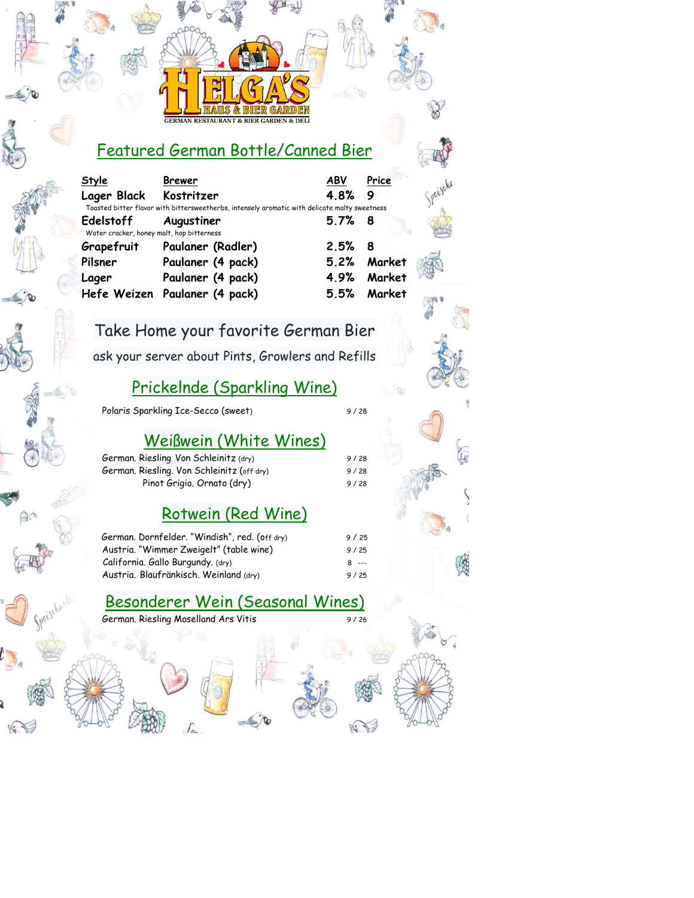# HELGA'S

HAUS & BIER GARDEN

GERMAN RESTAURANT & BIER GARDEN & DELI

## Featured German Bottle/Canned Bier

| Style | Brewer | ABV | Price |
|---|---|---|---|
| Lager Black | Kostritzer | 4.8% | 9 |
| Toasted bitter flavor with bittersweetherbs, intensely aromatic with delicate malty sweetness | | | |
| Edelstoff | Augustiner | 5.7% | 8 |
| Water cracker, honey malt, hop bitterness | | | |
| Grapefruit | Paulaner (Radler) | 2.5% | 8 |
| Pilsner | Paulaner (4 pack) | 5.2% | Market |
| Lager | Paulaner (4 pack) | 4.9% | Market |
| Hefe Weizen | Paulaner (4 pack) | 5.5% | Market |

## Take Home your favorite German Bier

ask your server about Pints, Growlers and Refills

## Prickelnde (Sparkling Wine)

Polaris Sparkling Ice-Secco (sweet) 9 / 28

## Weißwein (White Wines)

German. Riesling. Von Schleinitz (dry) 9 / 28

German. Riesling. Von Schleinitz (off dry) 9 / 28

Pinot Grigio. Ornato (dry) 9 / 28

## Rotwein (Red Wine)

German. Dornfelder. "Windish", red. (off dry) 9 / 25

Austria. "Wimmer Zweigelt" (table wine) 9 / 25

California. Gallo Burgundy. (dry) 8 ---

Austria. Blaufränkisch. Weinland (dry) 9 / 25

## Besonderer Wein (Seasonal Wines)

German. Riesling Moselland Ars Vitis 9 / 26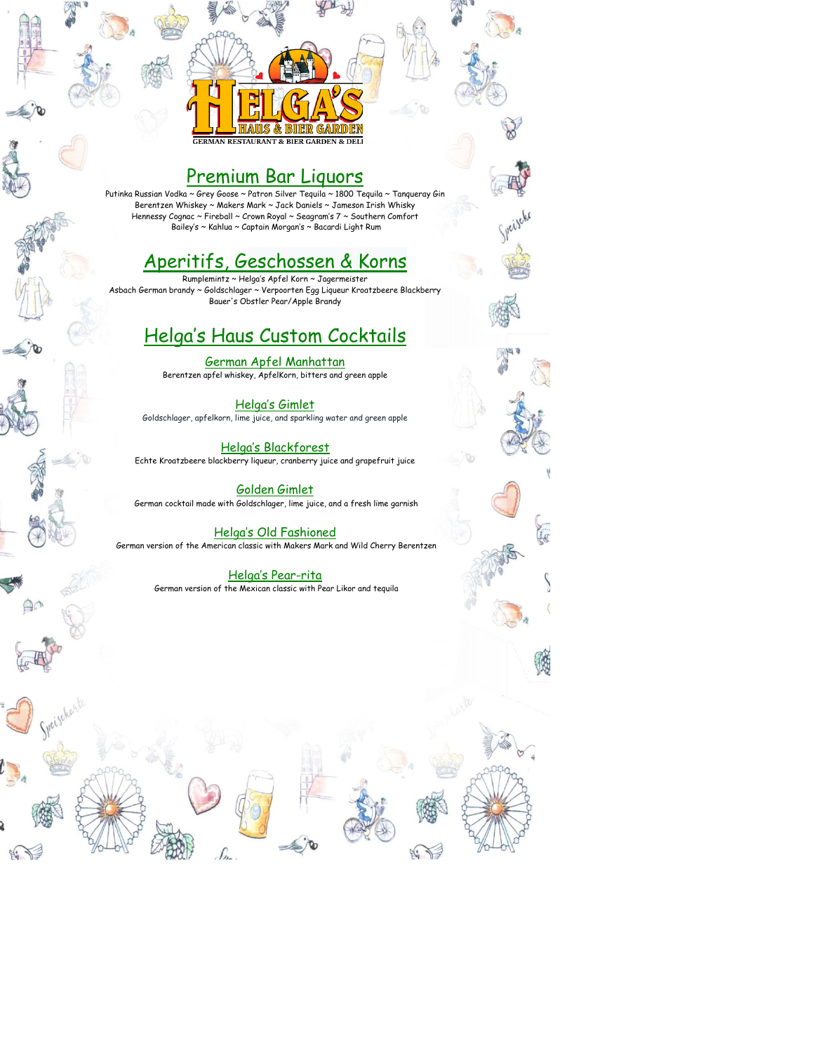HELGA'S HAUS & BIER GARDEN
GERMAN RESTAURANT & BIER GARDEN & DELI

## Premium Bar Liquors

Putinka Russian Vodka ~ Grey Goose ~ Patron Silver Tequila ~ 1800 Tequila ~ Tanqueray Gin
Berentzen Whiskey ~ Makers Mark ~ Jack Daniels ~ Jameson Irish Whisky
Hennessy Cognac ~ Fireball ~ Crown Royal ~ Seagram's 7 ~ Southern Comfort
Bailey's ~ Kahlua ~ Captain Morgan's ~ Bacardi Light Rum

## Aperitifs, Geschossen & Korns

Rumplemintz ~ Helga's Apfel Korn ~ Jagermeister
Asbach German brandy ~ Goldschlager ~ Verpoorten Egg Liqueur Kroatzbeere Blackberry
Bauer's Obstler Pear/Apple Brandy

## Helga's Haus Custom Cocktails

### German Apfel Manhattan

Berentzen apfel whiskey, ApfelKorn, bitters and green apple

### Helga's Gimlet

Goldschlager, apfelkorn, lime juice, and sparkling water and green apple

### Helga's Blackforest

Echte Kroatzbeere blackberry liqueur, cranberry juice and grapefruit juice

### Golden Gimlet

German cocktail made with Goldschlager, lime juice, and a fresh lime garnish

### Helga's Old Fashioned

German version of the American classic with Makers Mark and Wild Cherry Berentzen

### Helga's Pear-rita

German version of the Mexican classic with Pear Likor and tequila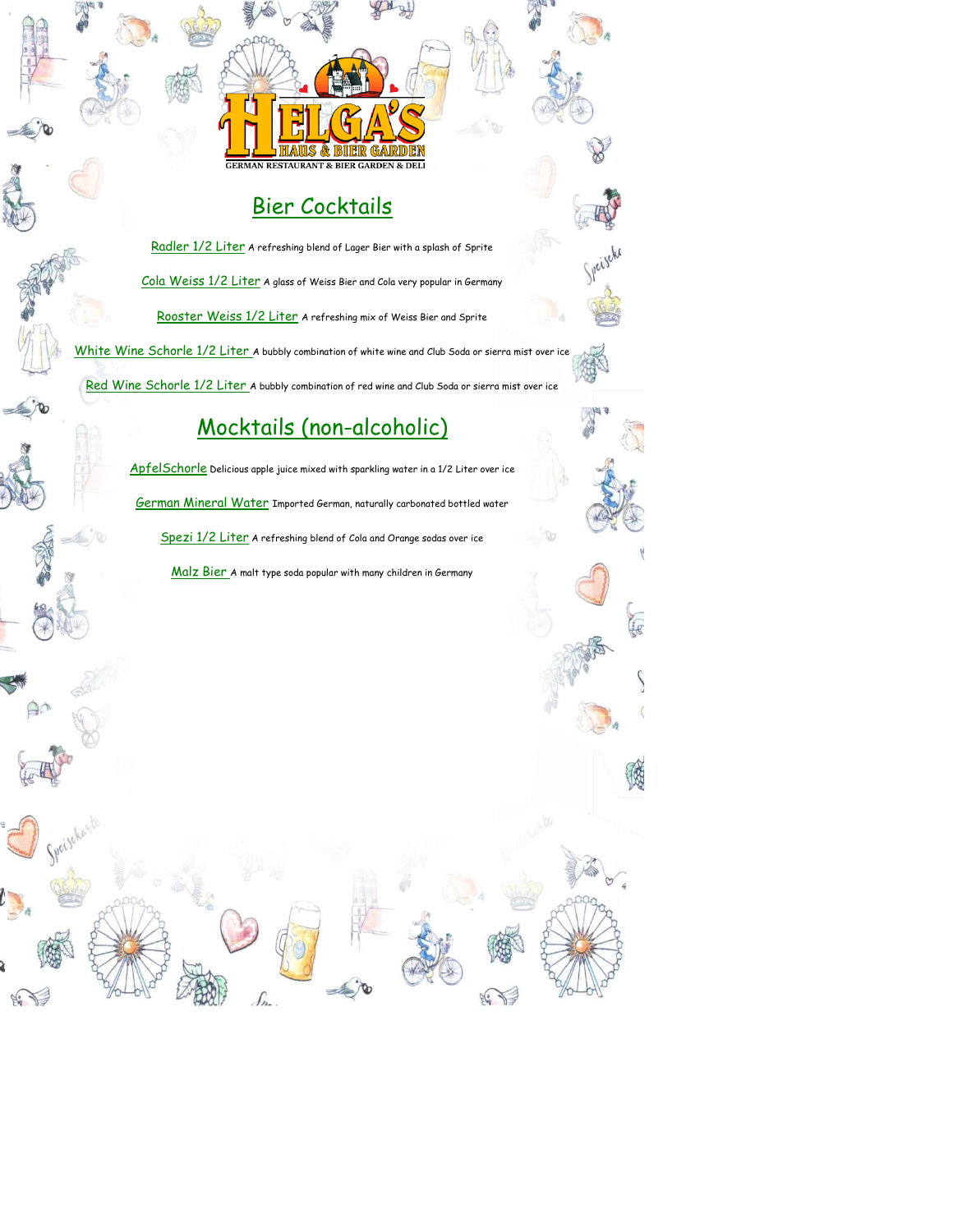HELGA'S HAUS & BIER GARDEN

GERMAN RESTAURANT & BIER GARDEN & DELI

## Bier Cocktails

Radler 1/2 Liter A refreshing blend of Lager Bier with a splash of Sprite

Cola Weiss 1/2 Liter A glass of Weiss Bier and Cola very popular in Germany

Rooster Weiss 1/2 Liter A refreshing mix of Weiss Bier and Sprite

White Wine Schorle 1/2 Liter A bubbly combination of white wine and Club Soda or sierra mist over ice

Red Wine Schorle 1/2 Liter A bubbly combination of red wine and Club Soda or sierra mist over ice

## Mocktails (non-alcoholic)

ApfelSchorle Delicious apple juice mixed with sparkling water in a 1/2 Liter over ice

German Mineral Water Imported German, naturally carbonated bottled water

Spezi 1/2 Liter A refreshing blend of Cola and Orange sodas over ice

Malz Bier A malt type soda popular with many children in Germany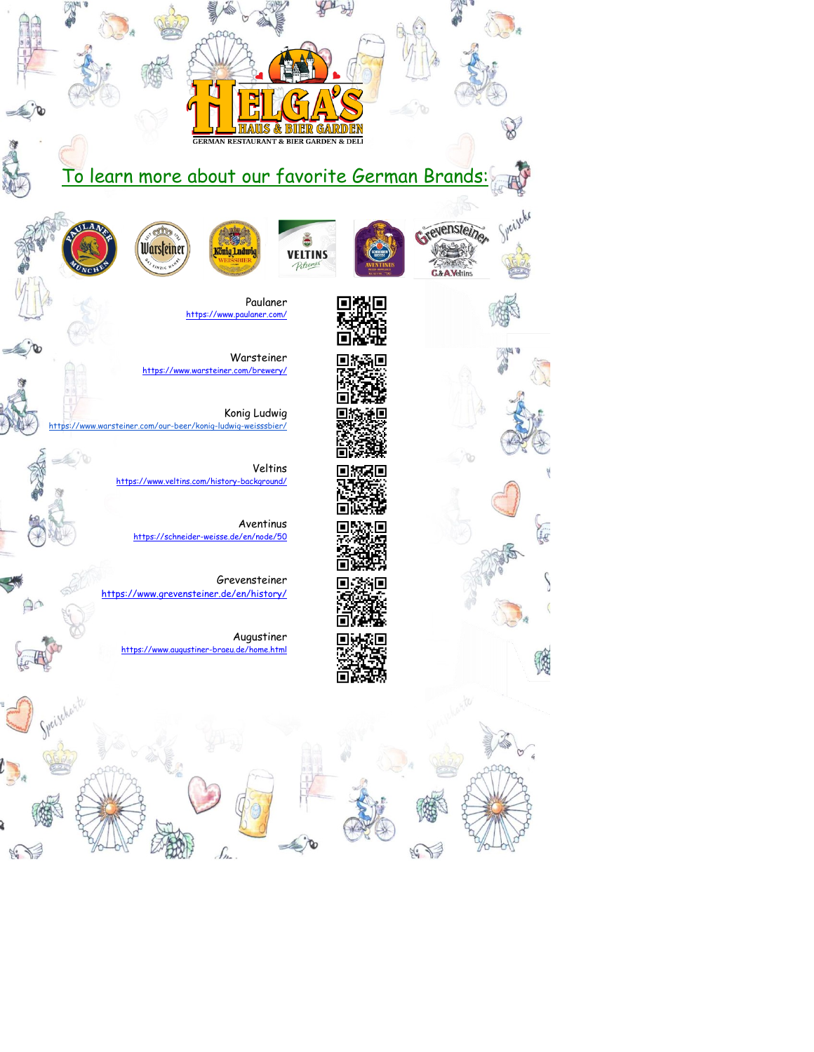HELGA'S HAUS & BIER GARDEN

GERMAN RESTAURANT & BIER GARDEN & DELI

## To learn more about our favorite German Brands:

Paulaner
https://www.paulaner.com/

Warsteiner
https://www.warsteiner.com/brewery/

Konig Ludwig
https://www.warsteiner.com/our-beer/konig-ludwig-weisssbier/

Veltins
https://www.veltins.com/history-background/

Aventinus
https://schneider-weisse.de/en/node/50

Grevensteiner
https://www.grevensteiner.de/en/history/

Augustiner
https://www.augustiner-braeu.de/home.html